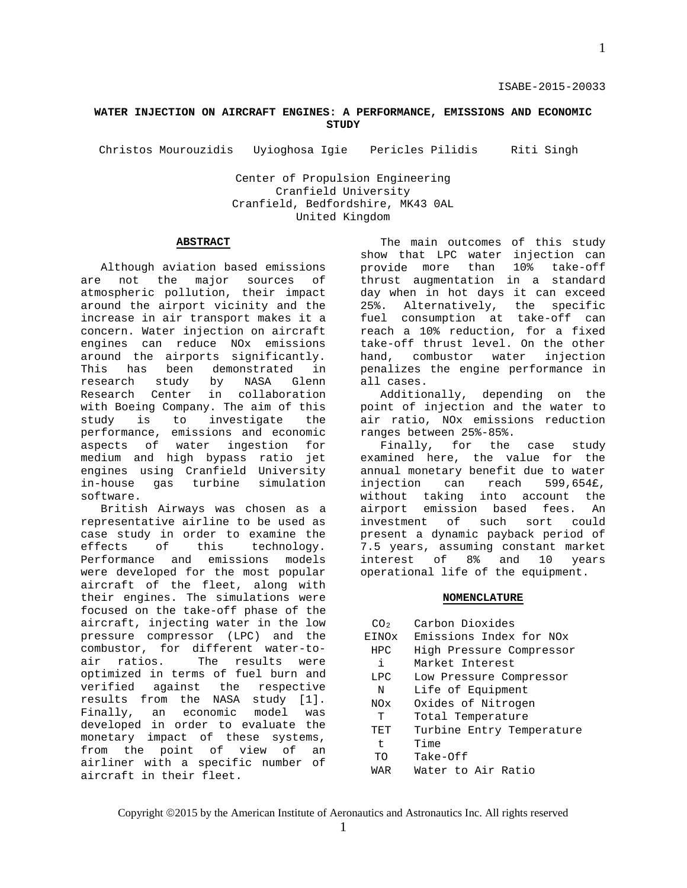ISABE-2015-20033

# WATER INJECTION ON AIRCRAFT ENGINES: A PERFORMANCE, EMISSIONS AND ECONOMIC STUDY

Christos Mourouzidis   Uyioghosa Igie   Pericles Pilidis   Riti Singh

Center of Propulsion Engineering
Cranfield University
Cranfield, Bedfordshire, MK43 0AL
United Kingdom

## ABSTRACT

Although aviation based emissions are not the major sources of atmospheric pollution, their impact around the airport vicinity and the increase in air transport makes it a concern. Water injection on aircraft engines can reduce NOx emissions around the airports significantly. This has been demonstrated in research study by NASA Glenn Research Center in collaboration with Boeing Company. The aim of this study is to investigate the performance, emissions and economic aspects of water ingestion for medium and high bypass ratio jet engines using Cranfield University in-house gas turbine simulation software.

British Airways was chosen as a representative airline to be used as case study in order to examine the effects of this technology. Performance and emissions models were developed for the most popular aircraft of the fleet, along with their engines. The simulations were focused on the take-off phase of the aircraft, injecting water in the low pressure compressor (LPC) and the combustor, for different water-to-air ratios. The results were optimized in terms of fuel burn and verified against the respective results from the NASA study [1]. Finally, an economic model was developed in order to evaluate the monetary impact of these systems, from the point of view of an airliner with a specific number of aircraft in their fleet.

The main outcomes of this study show that LPC water injection can provide more than 10% take-off thrust augmentation in a standard day when in hot days it can exceed 25%. Alternatively, the specific fuel consumption at take-off can reach a 10% reduction, for a fixed take-off thrust level. On the other hand, combustor water injection penalizes the engine performance in all cases.

Additionally, depending on the point of injection and the water to air ratio, NOx emissions reduction ranges between 25%-85%.

Finally, for the case study examined here, the value for the annual monetary benefit due to water injection can reach 599,654£, without taking into account the airport emission based fees. An investment of such sort could present a dynamic payback period of 7.5 years, assuming constant market interest of 8% and 10 years operational life of the equipment.

## NOMENCLATURE

| | |
|---|---|
| $CO_2$ | Carbon Dioxides |
| EINOx | Emissions Index for NOx |
| HPC | High Pressure Compressor |
| i | Market Interest |
| LPC | Low Pressure Compressor |
| N | Life of Equipment |
| NOx | Oxides of Nitrogen |
| T | Total Temperature |
| TET | Turbine Entry Temperature |
| t | Time |
| TO | Take-Off |
| WAR | Water to Air Ratio |

Copyright ©2015 by the American Institute of Aeronautics and Astronautics Inc. All rights reserved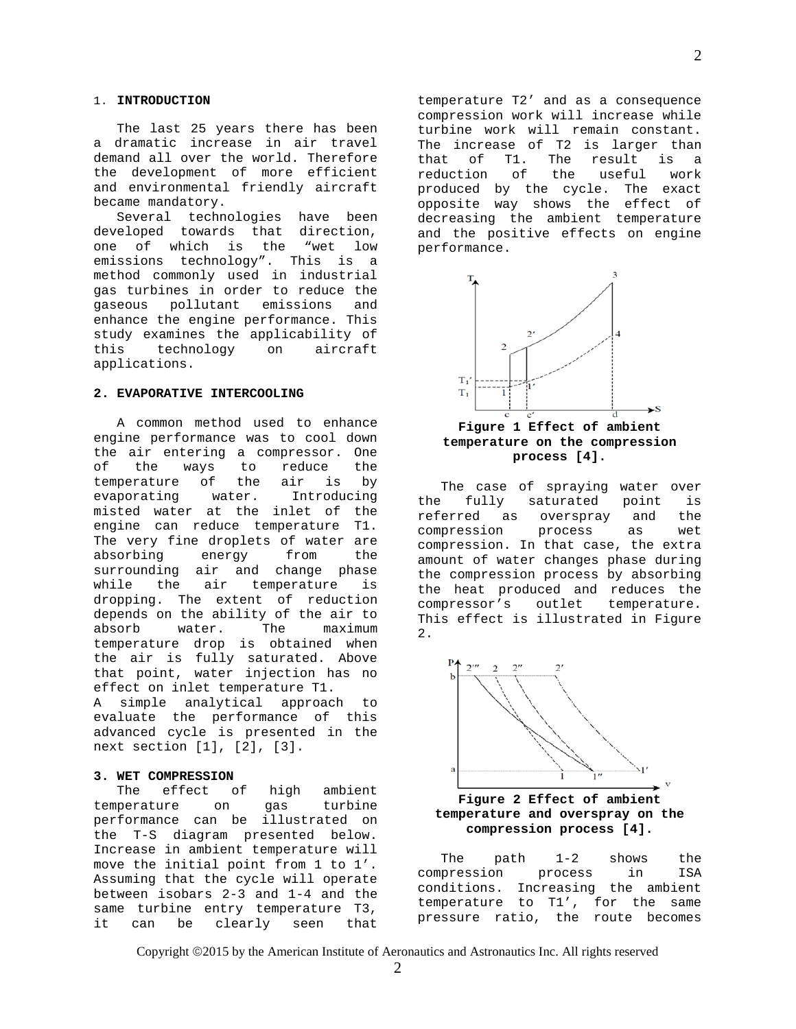## 1. INTRODUCTION

The last 25 years there has been a dramatic increase in air travel demand all over the world. Therefore the development of more efficient and environmental friendly aircraft became mandatory.

Several technologies have been developed towards that direction, one of which is the “wet low emissions technology”. This is a method commonly used in industrial gas turbines in order to reduce the gaseous pollutant emissions and enhance the engine performance. This study examines the applicability of this technology on aircraft applications.

## 2. EVAPORATIVE INTERCOOLING

A common method used to enhance engine performance was to cool down the air entering a compressor. One of the ways to reduce the temperature of the air is by evaporating water. Introducing misted water at the inlet of the engine can reduce temperature T1. The very fine droplets of water are absorbing energy from the surrounding air and change phase while the air temperature is dropping. The extent of reduction depends on the ability of the air to absorb water. The maximum temperature drop is obtained when the air is fully saturated. Above that point, water injection has no effect on inlet temperature T1.

A simple analytical approach to evaluate the performance of this advanced cycle is presented in the next section [1], [2], [3].

## 3. WET COMPRESSION

The effect of high ambient temperature on gas turbine performance can be illustrated on the T-S diagram presented below. Increase in ambient temperature will move the initial point from 1 to 1’. Assuming that the cycle will operate between isobars 2-3 and 1-4 and the same turbine entry temperature T3, it can be clearly seen that temperature T2’ and as a consequence compression work will increase while turbine work will remain constant. The increase of T2 is larger than that of T1. The result is a reduction of the useful work produced by the cycle. The exact opposite way shows the effect of decreasing the ambient temperature and the positive effects on engine performance.

**Figure 1 Effect of ambient temperature on the compression process [4].**

The case of spraying water over the fully saturated point is referred as overspray and the compression process as wet compression. In that case, the extra amount of water changes phase during the compression process by absorbing the heat produced and reduces the compressor’s outlet temperature. This effect is illustrated in Figure 2.

**Figure 2 Effect of ambient temperature and overspray on the compression process [4].**

The path 1-2 shows the compression process in ISA conditions. Increasing the ambient temperature to T1’, for the same pressure ratio, the route becomes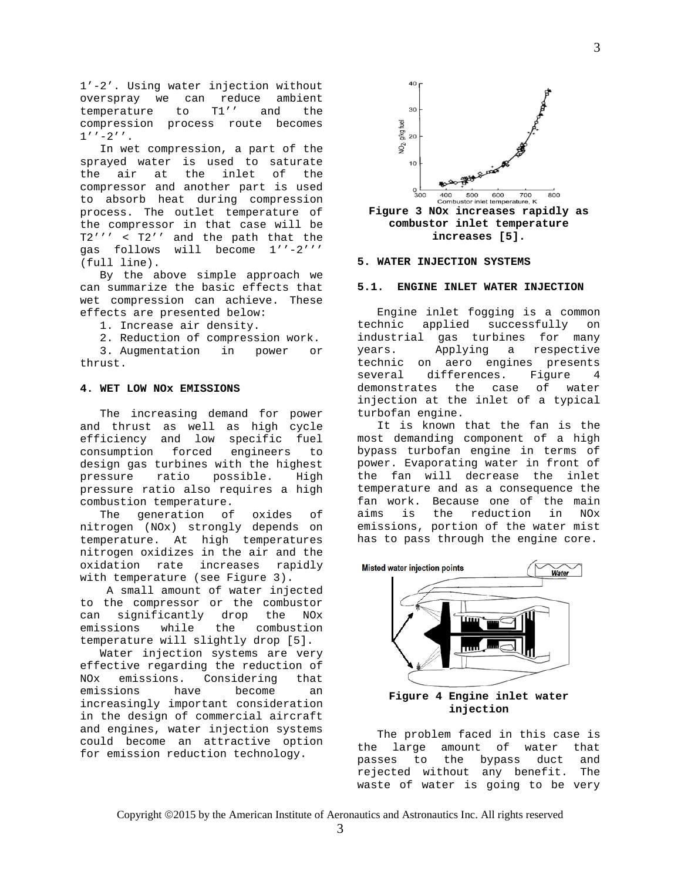1'-2'. Using water injection without overspray we can reduce ambient temperature to T1'' and the compression process route becomes 1''-2''.

In wet compression, a part of the sprayed water is used to saturate the air at the inlet of the compressor and another part is used to absorb heat during compression process. The outlet temperature of the compressor in that case will be T2''' < T2'' and the path that the gas follows will become 1''-2''' (full line).

By the above simple approach we can summarize the basic effects that wet compression can achieve. These effects are presented below:

1. Increase air density.
2. Reduction of compression work.
3. Augmentation in power or thrust.

## 4. WET LOW NOx EMISSIONS

The increasing demand for power and thrust as well as high cycle efficiency and low specific fuel consumption forced engineers to design gas turbines with the highest pressure ratio possible. High pressure ratio also requires a high combustion temperature.

The generation of oxides of nitrogen (NOx) strongly depends on temperature. At high temperatures nitrogen oxidizes in the air and the oxidation rate increases rapidly with temperature (see Figure 3).

A small amount of water injected to the compressor or the combustor can significantly drop the NOx emissions while the combustion temperature will slightly drop [5].

Water injection systems are very effective regarding the reduction of NOx emissions. Considering that emissions have become an increasingly important consideration in the design of commercial aircraft and engines, water injection systems could become an attractive option for emission reduction technology.

**Figure 3 NOx increases rapidly as combustor inlet temperature increases [5].**

## 5. WATER INJECTION SYSTEMS

### 5.1. ENGINE INLET WATER INJECTION

Engine inlet fogging is a common technic applied successfully on industrial gas turbines for many years. Applying a respective technic on aero engines presents several differences. Figure 4 demonstrates the case of water injection at the inlet of a typical turbofan engine.

It is known that the fan is the most demanding component of a high bypass turbofan engine in terms of power. Evaporating water in front of the fan will decrease the inlet temperature and as a consequence the fan work. Because one of the main aims is the reduction in NOx emissions, portion of the water mist has to pass through the engine core.

**Figure 4 Engine inlet water injection**

The problem faced in this case is the large amount of water that passes to the bypass duct and rejected without any benefit. The waste of water is going to be very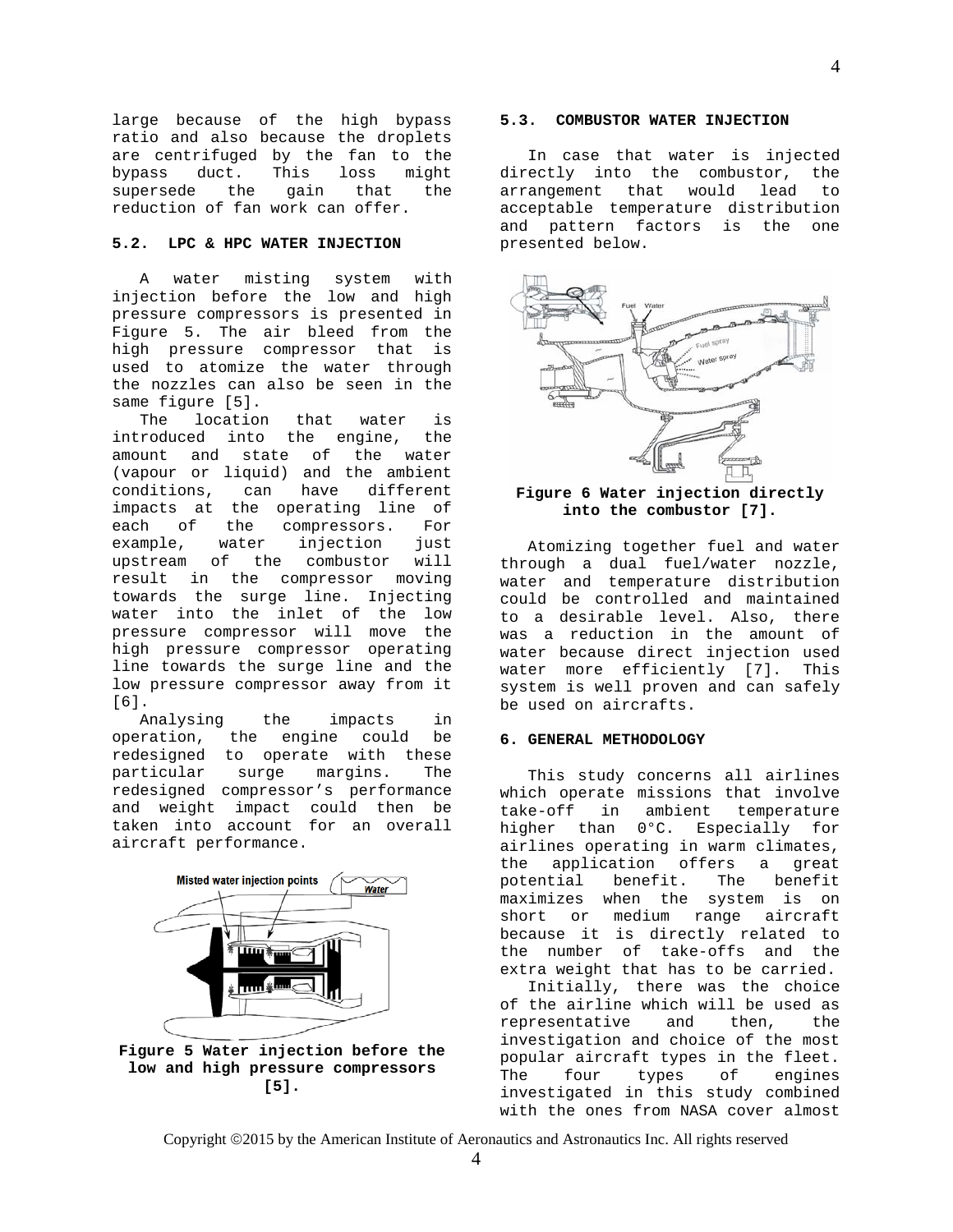large because of the high bypass ratio and also because the droplets are centrifuged by the fan to the bypass duct. This loss might supersede the gain that the reduction of fan work can offer.

### 5.2. LPC & HPC WATER INJECTION

A water misting system with injection before the low and high pressure compressors is presented in Figure 5. The air bleed from the high pressure compressor that is used to atomize the water through the nozzles can also be seen in the same figure [5].

The location that water is introduced into the engine, the amount and state of the water (vapour or liquid) and the ambient conditions, can have different impacts at the operating line of each of the compressors. For example, water injection just upstream of the combustor will result in the compressor moving towards the surge line. Injecting water into the inlet of the low pressure compressor will move the high pressure compressor operating line towards the surge line and the low pressure compressor away from it [6].

Analysing the impacts in operation, the engine could be redesigned to operate with these particular surge margins. The redesigned compressor's performance and weight impact could then be taken into account for an overall aircraft performance.

**Figure 5 Water injection before the low and high pressure compressors [5].**

### 5.3. COMBUSTOR WATER INJECTION

In case that water is injected directly into the combustor, the arrangement that would lead to acceptable temperature distribution and pattern factors is the one presented below.

**Figure 6 Water injection directly into the combustor [7].**

Atomizing together fuel and water through a dual fuel/water nozzle, water and temperature distribution could be controlled and maintained to a desirable level. Also, there was a reduction in the amount of water because direct injection used water more efficiently [7]. This system is well proven and can safely be used on aircrafts.

## 6. GENERAL METHODOLOGY

This study concerns all airlines which operate missions that involve take-off in ambient temperature higher than 0°C. Especially for airlines operating in warm climates, the application offers a great potential benefit. The benefit maximizes when the system is on short or medium range aircraft because it is directly related to the number of take-offs and the extra weight that has to be carried.

Initially, there was the choice of the airline which will be used as representative and then, the investigation and choice of the most popular aircraft types in the fleet. The four types of engines investigated in this study combined with the ones from NASA cover almost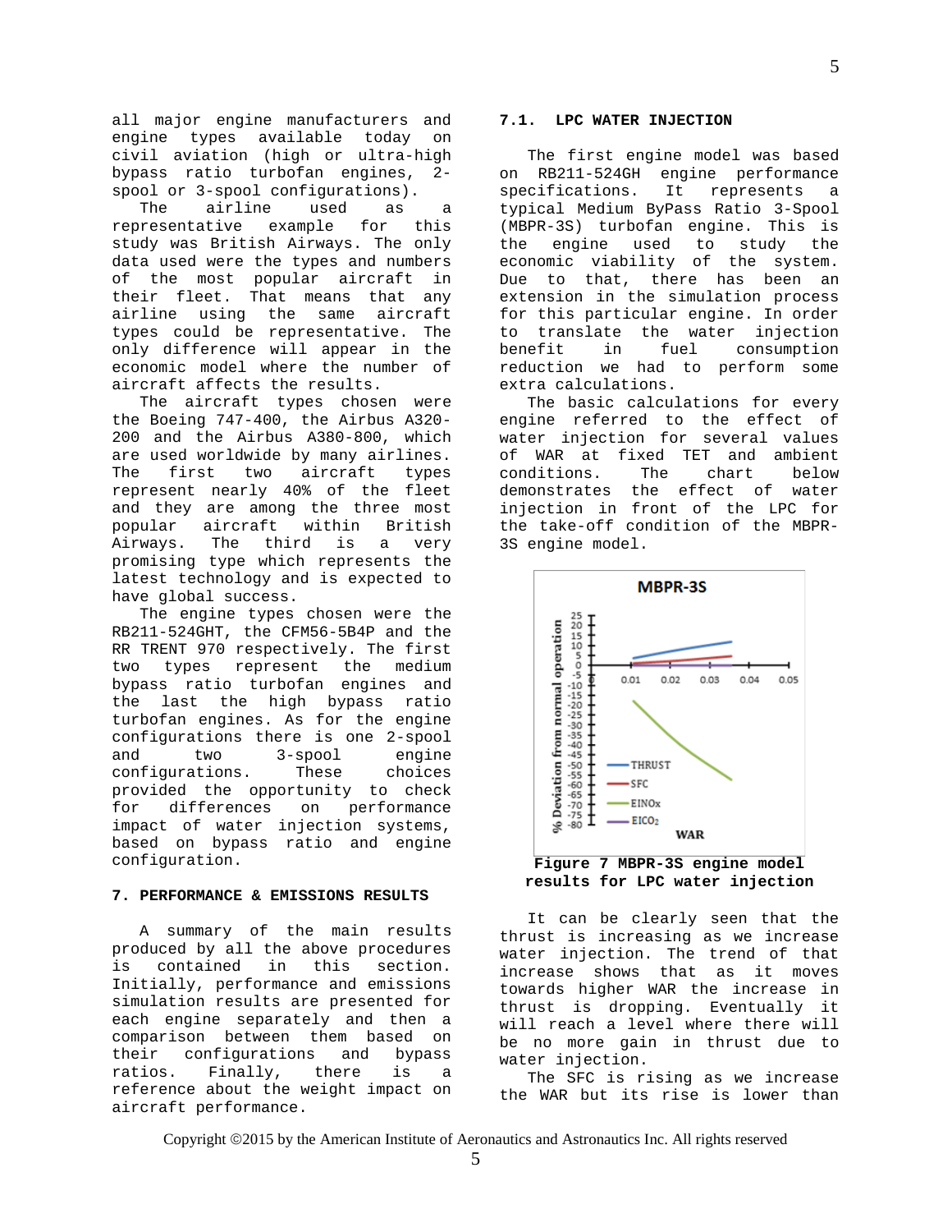all major engine manufacturers and engine types available today on civil aviation (high or ultra-high bypass ratio turbofan engines, 2-spool or 3-spool configurations).

The airline used as a representative example for this study was British Airways. The only data used were the types and numbers of the most popular aircraft in their fleet. That means that any airline using the same aircraft types could be representative. The only difference will appear in the economic model where the number of aircraft affects the results.

The aircraft types chosen were the Boeing 747-400, the Airbus A320-200 and the Airbus A380-800, which are used worldwide by many airlines. The first two aircraft types represent nearly 40% of the fleet and they are among the three most popular aircraft within British Airways. The third is a very promising type which represents the latest technology and is expected to have global success.

The engine types chosen were the RB211-524GHT, the CFM56-5B4P and the RR TRENT 970 respectively. The first two types represent the medium bypass ratio turbofan engines and the last the high bypass ratio turbofan engines. As for the engine configurations there is one 2-spool and two 3-spool engine configurations. These choices provided the opportunity to check for differences on performance impact of water injection systems, based on bypass ratio and engine configuration.

## 7. PERFORMANCE & EMISSIONS RESULTS

A summary of the main results produced by all the above procedures is contained in this section. Initially, performance and emissions simulation results are presented for each engine separately and then a comparison between them based on their configurations and bypass ratios. Finally, there is a reference about the weight impact on aircraft performance.

### 7.1. LPC WATER INJECTION

The first engine model was based on RB211-524GH engine performance specifications. It represents a typical Medium ByPass Ratio 3-Spool (MBPR-3S) turbofan engine. This is the engine used to study the economic viability of the system. Due to that, there has been an extension in the simulation process for this particular engine. In order to translate the water injection benefit in fuel consumption reduction we had to perform some extra calculations.

The basic calculations for every engine referred to the effect of water injection for several values of WAR at fixed TET and ambient conditions. The chart below demonstrates the effect of water injection in front of the LPC for the take-off condition of the MBPR-3S engine model.

**Figure 7 MBPR-3S engine model results for LPC water injection**

It can be clearly seen that the thrust is increasing as we increase water injection. The trend of that increase shows that as it moves towards higher WAR the increase in thrust is dropping. Eventually it will reach a level where there will be no more gain in thrust due to water injection.

The SFC is rising as we increase the WAR but its rise is lower than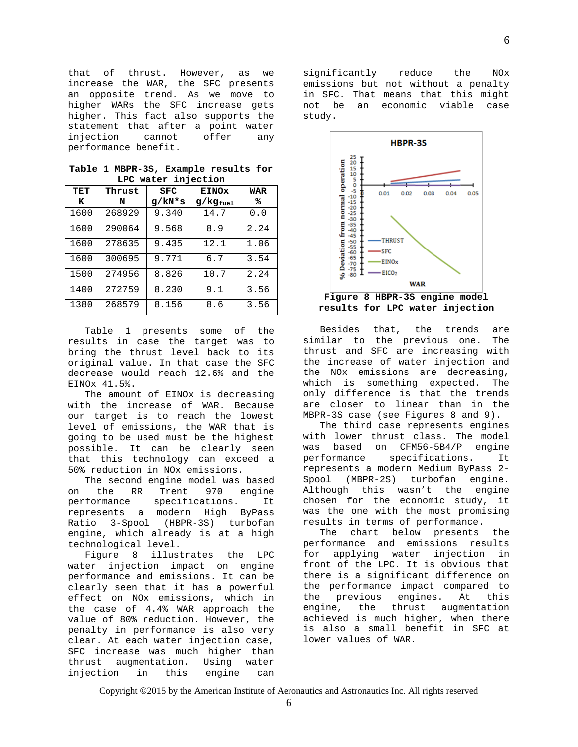that of thrust. However, as we increase the WAR, the SFC presents an opposite trend. As we move to higher WARs the SFC increase gets higher. This fact also supports the statement that after a point water injection cannot offer any performance benefit.

**Table 1 MBPR-3S, Example results for LPC water injection**

| TET K | Thrust N | SFC g/kN*s | EINOx $g/kg_{fuel}$ | WAR % |
|---|---|---|---|---|
| 1600 | 268929 | 9.340 | 14.7 | 0.0 |
| 1600 | 290064 | 9.568 | 8.9 | 2.24 |
| 1600 | 278635 | 9.435 | 12.1 | 1.06 |
| 1600 | 300695 | 9.771 | 6.7 | 3.54 |
| 1500 | 274956 | 8.826 | 10.7 | 2.24 |
| 1400 | 272759 | 8.230 | 9.1 | 3.56 |
| 1380 | 268579 | 8.156 | 8.6 | 3.56 |

Table 1 presents some of the results in case the target was to bring the thrust level back to its original value. In that case the SFC decrease would reach 12.6% and the EINOx 41.5%.

The amount of EINOx is decreasing with the increase of WAR. Because our target is to reach the lowest level of emissions, the WAR that is going to be used must be the highest possible. It can be clearly seen that this technology can exceed a 50% reduction in NOx emissions.

The second engine model was based on the RR Trent 970 engine performance specifications. It represents a modern High ByPass Ratio 3-Spool (HBPR-3S) turbofan engine, which already is at a high technological level.

Figure 8 illustrates the LPC water injection impact on engine performance and emissions. It can be clearly seen that it has a powerful effect on NOx emissions, which in the case of 4.4% WAR approach the value of 80% reduction. However, the penalty in performance is also very clear. At each water injection case, SFC increase was much higher than thrust augmentation. Using water injection in this engine can significantly reduce the NOx emissions but not without a penalty in SFC. That means that this might not be an economic viable case study.

**Figure 8 HBPR-3S engine model results for LPC water injection**

Besides that, the trends are similar to the previous one. The thrust and SFC are increasing with the increase of water injection and the NOx emissions are decreasing, which is something expected. The only difference is that the trends are closer to linear than in the MBPR-3S case (see Figures 8 and 9).

The third case represents engines with lower thrust class. The model was based on CFM56-5B4/P engine performance specifications. It represents a modern Medium ByPass 2-Spool (MBPR-2S) turbofan engine. Although this wasn't the engine chosen for the economic study, it was the one with the most promising results in terms of performance.

The chart below presents the performance and emissions results for applying water injection in front of the LPC. It is obvious that there is a significant difference on the performance impact compared to the previous engines. At this engine, the thrust augmentation achieved is much higher, when there is also a small benefit in SFC at lower values of WAR.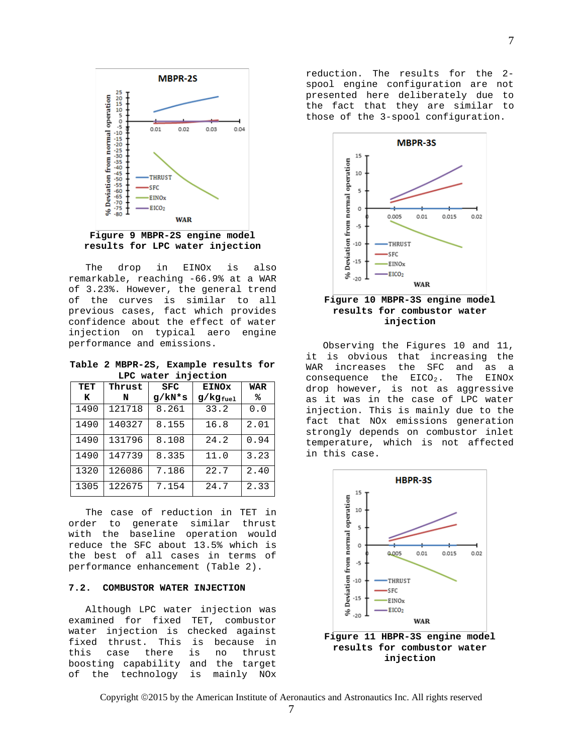**Figure 9 MBPR-2S engine model results for LPC water injection**

The drop in EINOx is also remarkable, reaching -66.9% at a WAR of 3.23%. However, the general trend of the curves is similar to all previous cases, fact which provides confidence about the effect of water injection on typical aero engine performance and emissions.

**Table 2 MBPR-2S, Example results for LPC water injection**

| TET K | Thrust N | SFC g/kN*s | EINOx $g/kg_{fuel}$ | WAR % |
|---|---|---|---|---|
| 1490 | 121718 | 8.261 | 33.2 | 0.0 |
| 1490 | 140327 | 8.155 | 16.8 | 2.01 |
| 1490 | 131796 | 8.108 | 24.2 | 0.94 |
| 1490 | 147739 | 8.335 | 11.0 | 3.23 |
| 1320 | 126086 | 7.186 | 22.7 | 2.40 |
| 1305 | 122675 | 7.154 | 24.7 | 2.33 |

The case of reduction in TET in order to generate similar thrust with the baseline operation would reduce the SFC about 13.5% which is the best of all cases in terms of performance enhancement (Table 2).

## 7.2. COMBUSTOR WATER INJECTION

Although LPC water injection was examined for fixed TET, combustor water injection is checked against fixed thrust. This is because in this case there is no thrust boosting capability and the target of the technology is mainly NOx reduction. The results for the 2-spool engine configuration are not presented here deliberately due to the fact that they are similar to those of the 3-spool configuration.

**Figure 10 MBPR-3S engine model results for combustor water injection**

Observing the Figures 10 and 11, it is obvious that increasing the WAR increases the SFC and as a consequence the $EICO_2$. The EINOx drop however, is not as aggressive as it was in the case of LPC water injection. This is mainly due to the fact that NOx emissions generation strongly depends on combustor inlet temperature, which is not affected in this case.

**Figure 11 HBPR-3S engine model results for combustor water injection**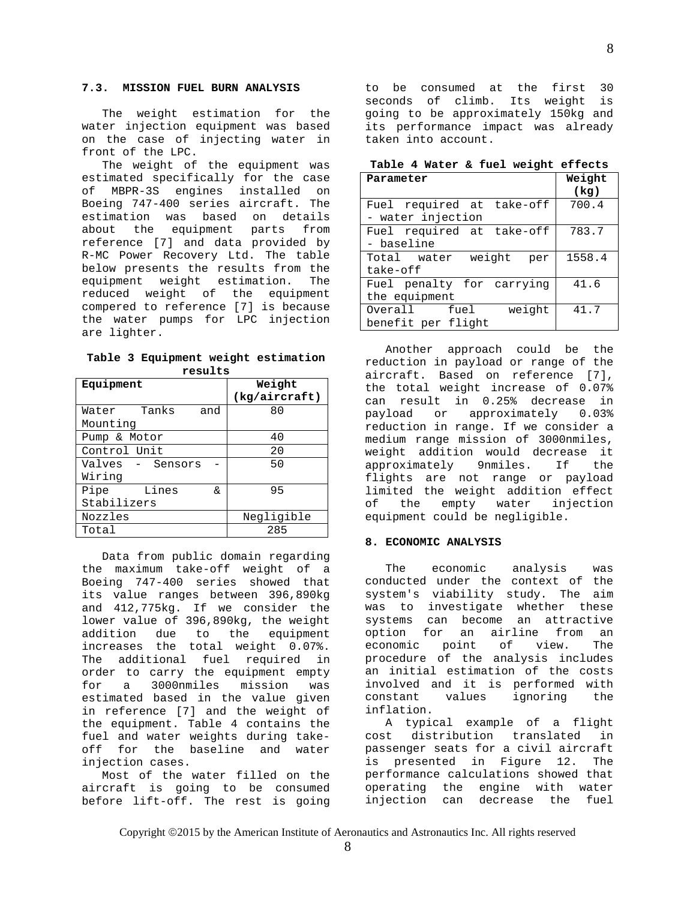### 7.3. MISSION FUEL BURN ANALYSIS

The weight estimation for the water injection equipment was based on the case of injecting water in front of the LPC.

The weight of the equipment was estimated specifically for the case of MBPR-3S engines installed on Boeing 747-400 series aircraft. The estimation was based on details about the equipment parts from reference [7] and data provided by R-MC Power Recovery Ltd. The table below presents the results from the equipment weight estimation. The reduced weight of the equipment compered to reference [7] is because the water pumps for LPC injection are lighter.

**Table 3 Equipment weight estimation results**

| Equipment | Weight (kg/aircraft) |
|---|---|
| Water Tanks and Mounting | 80 |
| Pump & Motor | 40 |
| Control Unit | 20 |
| Valves - Sensors - Wiring | 50 |
| Pipe Lines & Stabilizers | 95 |
| Nozzles | Negligible |
| Total | 285 |

Data from public domain regarding the maximum take-off weight of a Boeing 747-400 series showed that its value ranges between 396,890kg and 412,775kg. If we consider the lower value of 396,890kg, the weight addition due to the equipment increases the total weight 0.07%. The additional fuel required in order to carry the equipment empty for a 3000nmiles mission was estimated based in the value given in reference [7] and the weight of the equipment. Table 4 contains the fuel and water weights during take-off for the baseline and water injection cases.

Most of the water filled on the aircraft is going to be consumed before lift-off. The rest is going to be consumed at the first 30 seconds of climb. Its weight is going to be approximately 150kg and its performance impact was already taken into account.

**Table 4 Water & fuel weight effects**

| Parameter | Weight (kg) |
|---|---|
| Fuel required at take-off - water injection | 700.4 |
| Fuel required at take-off - baseline | 783.7 |
| Total water weight per take-off | 1558.4 |
| Fuel penalty for carrying the equipment | 41.6 |
| Overall fuel weight benefit per flight | 41.7 |

Another approach could be the reduction in payload or range of the aircraft. Based on reference [7], the total weight increase of 0.07% can result in 0.25% decrease in payload or approximately 0.03% reduction in range. If we consider a medium range mission of 3000nmiles, weight addition would decrease it approximately 9nmiles. If the flights are not range or payload limited the weight addition effect of the empty water injection equipment could be negligible.

### 8. ECONOMIC ANALYSIS

The economic analysis was conducted under the context of the system's viability study. The aim was to investigate whether these systems can become an attractive option for an airline from an economic point of view. The procedure of the analysis includes an initial estimation of the costs involved and it is performed with constant values ignoring the inflation.

A typical example of a flight cost distribution translated in passenger seats for a civil aircraft is presented in Figure 12. The performance calculations showed that operating the engine with water injection can decrease the fuel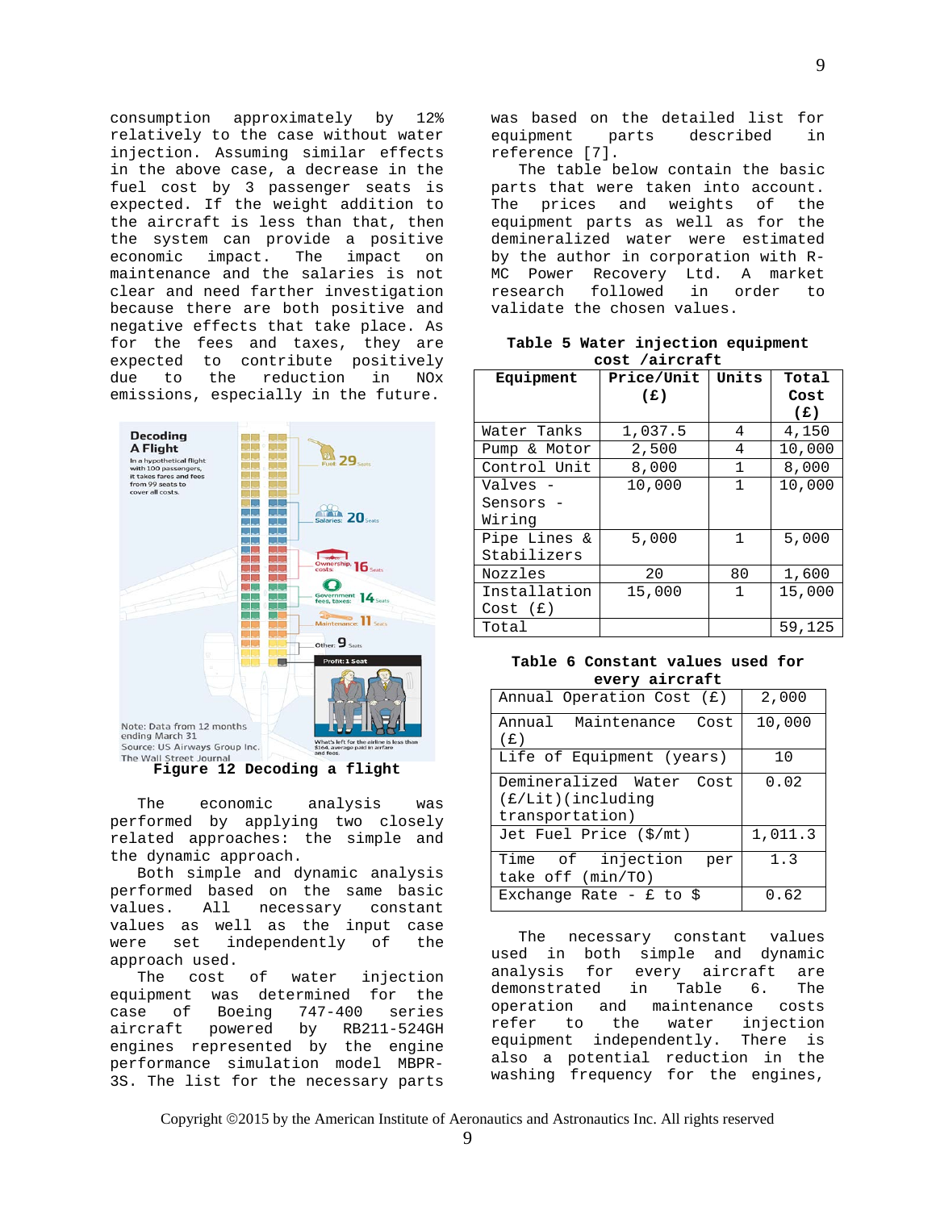consumption approximately by 12% relatively to the case without water injection. Assuming similar effects in the above case, a decrease in the fuel cost by 3 passenger seats is expected. If the weight addition to the aircraft is less than that, then the system can provide a positive economic impact. The impact on maintenance and the salaries is not clear and need farther investigation because there are both positive and negative effects that take place. As for the fees and taxes, they are expected to contribute positively due to the reduction in NOx emissions, especially in the future.

Figure 12 Decoding a flight

The economic analysis was performed by applying two closely related approaches: the simple and the dynamic approach.

Both simple and dynamic analysis performed based on the same basic values. All necessary constant values as well as the input case were set independently of the approach used.

The cost of water injection equipment was determined for the case of Boeing 747-400 series aircraft powered by RB211-524GH engines represented by the engine performance simulation model MBPR-3S. The list for the necessary parts was based on the detailed list for equipment parts described in reference [7].

The table below contain the basic parts that were taken into account. The prices and weights of the equipment parts as well as for the demineralized water were estimated by the author in corporation with R-MC Power Recovery Ltd. A market research followed in order to validate the chosen values.

**Table 5 Water injection equipment cost /aircraft**

| Equipment | Price/Unit (£) | Units | Total Cost (£) |
|---|---|---|---|
| Water Tanks | 1,037.5 | 4 | 4,150 |
| Pump & Motor | 2,500 | 4 | 10,000 |
| Control Unit | 8,000 | 1 | 8,000 |
| Valves - Sensors - Wiring | 10,000 | 1 | 10,000 |
| Pipe Lines & Stabilizers | 5,000 | 1 | 5,000 |
| Nozzles | 20 | 80 | 1,600 |
| Installation Cost (£) | 15,000 | 1 | 15,000 |
| Total | | | 59,125 |

**Table 6 Constant values used for every aircraft**

| | |
|---|---|
| Annual Operation Cost (£) | 2,000 |
| Annual Maintenance Cost (£) | 10,000 |
| Life of Equipment (years) | 10 |
| Demineralized Water Cost (£/Lit)(including transportation) | 0.02 |
| Jet Fuel Price ($/mt) | 1,011.3 |
| Time of injection per take off (min/TO) | 1.3 |
| Exchange Rate - £ to $ | 0.62 |

The necessary constant values used in both simple and dynamic analysis for every aircraft are demonstrated in Table 6. The operation and maintenance costs refer to the water injection equipment independently. There is also a potential reduction in the washing frequency for the engines,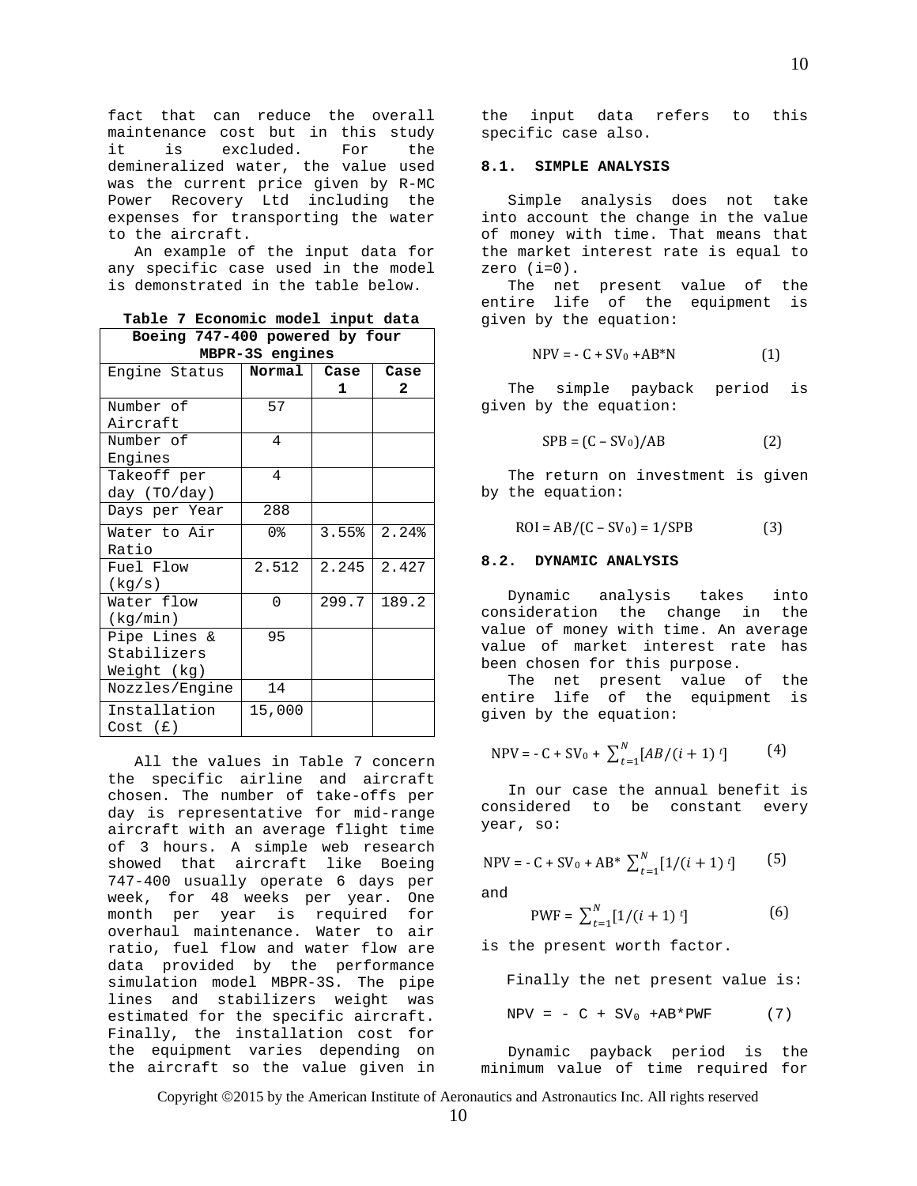fact that can reduce the overall maintenance cost but in this study it is excluded. For the demineralized water, the value used was the current price given by R-MC Power Recovery Ltd including the expenses for transporting the water to the aircraft.

An example of the input data for any specific case used in the model is demonstrated in the table below.

**Table 7 Economic model input data**

| Boeing 747-400 powered by four MBPR-3S engines | | | |
|---|---|---|---|
| Engine Status | **Normal** | **Case 1** | **Case 2** |
| Number of Aircraft | 57 | | |
| Number of Engines | 4 | | |
| Takeoff per day (TO/day) | 4 | | |
| Days per Year | 288 | | |
| Water to Air Ratio | 0% | 3.55% | 2.24% |
| Fuel Flow (kg/s) | 2.512 | 2.245 | 2.427 |
| Water flow (kg/min) | 0 | 299.7 | 189.2 |
| Pipe Lines & Stabilizers Weight (kg) | 95 | | |
| Nozzles/Engine | 14 | | |
| Installation Cost (£) | 15,000 | | |

All the values in Table 7 concern the specific airline and aircraft chosen. The number of take-offs per day is representative for mid-range aircraft with an average flight time of 3 hours. A simple web research showed that aircraft like Boeing 747-400 usually operate 6 days per week, for 48 weeks per year. One month per year is required for overhaul maintenance. Water to air ratio, fuel flow and water flow are data provided by the performance simulation model MBPR-3S. The pipe lines and stabilizers weight was estimated for the specific aircraft. Finally, the installation cost for the equipment varies depending on the aircraft so the value given in the input data refers to this specific case also.

### 8.1. SIMPLE ANALYSIS

Simple analysis does not take into account the change in the value of money with time. That means that the market interest rate is equal to zero (i=0).

The net present value of the entire life of the equipment is given by the equation:

$$NPV = - C + SV_0 + AB*N \quad (1)$$

The simple payback period is given by the equation:

$$SPB = (C - SV_0)/AB \quad (2)$$

The return on investment is given by the equation:

$$ROI = AB/(C - SV_0) = 1/SPB \quad (3)$$

### 8.2. DYNAMIC ANALYSIS

Dynamic analysis takes into consideration the change in the value of money with time. An average value of market interest rate has been chosen for this purpose.

The net present value of the entire life of the equipment is given by the equation:

$$NPV = - C + SV_0 + \sum_{t=1}^{N}[AB/(i+1)^t] \quad (4)$$

In our case the annual benefit is considered to be constant every year, so:

$$NPV = - C + SV_0 + AB* \sum_{t=1}^{N}[1/(i+1)^t] \quad (5)$$

and

$$PWF = \sum_{t=1}^{N}[1/(i+1)^t] \quad (6)$$

is the present worth factor.

Finally the net present value is:

$$NPV = - C + SV_0 + AB*PWF \quad (7)$$

Dynamic payback period is the minimum value of time required for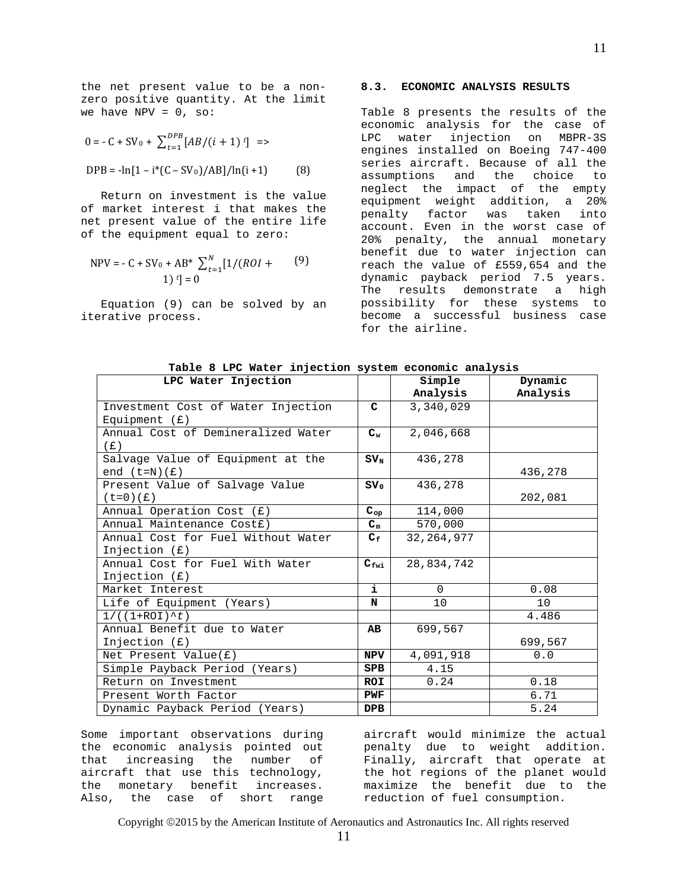the net present value to be a non-zero positive quantity. At the limit we have NPV = 0, so:

$$0 = -C + SV_0 + \sum_{t=1}^{DPB}[AB/(i+1)^t] \;\; =>$$

$$DPB = -\ln[1 - i^*(C - SV_0)/AB]/\ln(i+1) \qquad (8)$$

Return on investment is the value of market interest i that makes the net present value of the entire life of the equipment equal to zero:

$$NPV = -C + SV_0 + AB^* \sum_{t=1}^{N}[1/(ROI + 1)^t] = 0 \qquad (9)$$

Equation (9) can be solved by an iterative process.

### 8.3. ECONOMIC ANALYSIS RESULTS

Table 8 presents the results of the economic analysis for the case of LPC water injection on MBPR-3S engines installed on Boeing 747-400 series aircraft. Because of all the assumptions and the choice to neglect the impact of the empty equipment weight addition, a 20% penalty factor was taken into account. Even in the worst case of 20% penalty, the annual monetary benefit due to water injection can reach the value of £559,654 and the dynamic payback period 7.5 years. The results demonstrate a high possibility for these systems to become a successful business case for the airline.

**Table 8 LPC Water injection system economic analysis**

| LPC Water Injection | | Simple Analysis | Dynamic Analysis |
|---|---|---|---|
| Investment Cost of Water Injection Equipment (£) | **C** | 3,340,029 | |
| Annual Cost of Demineralized Water (£) | $C_w$ | 2,046,668 | |
| Salvage Value of Equipment at the end (t=N)(£) | $SV_N$ | 436,278 | 436,278 |
| Present Value of Salvage Value (t=0)(£) | $SV_0$ | 436,278 | 202,081 |
| Annual Operation Cost (£) | $C_{op}$ | 114,000 | |
| Annual Maintenance Cost£) | $C_m$ | 570,000 | |
| Annual Cost for Fuel Without Water Injection (£) | $C_f$ | 32,264,977 | |
| Annual Cost for Fuel With Water Injection (£) | $C_{fwi}$ | 28,834,742 | |
| Market Interest | **i** | 0 | 0.08 |
| Life of Equipment (Years) | **N** | 10 | 10 |
| $1/((1+ROI)^t)$ | | | 4.486 |
| Annual Benefit due to Water Injection (£) | **AB** | 699,567 | 699,567 |
| Net Present Value(£) | **NPV** | 4,091,918 | 0.0 |
| Simple Payback Period (Years) | **SPB** | 4.15 | |
| Return on Investment | **ROI** | 0.24 | 0.18 |
| Present Worth Factor | **PWF** | | 6.71 |
| Dynamic Payback Period (Years) | **DPB** | | 5.24 |

Some important observations during the economic analysis pointed out that increasing the number of aircraft that use this technology, the monetary benefit increases. Also, the case of short range aircraft would minimize the actual penalty due to weight addition. Finally, aircraft that operate at the hot regions of the planet would maximize the benefit due to the reduction of fuel consumption.

Copyright ©2015 by the American Institute of Aeronautics and Astronautics Inc. All rights reserved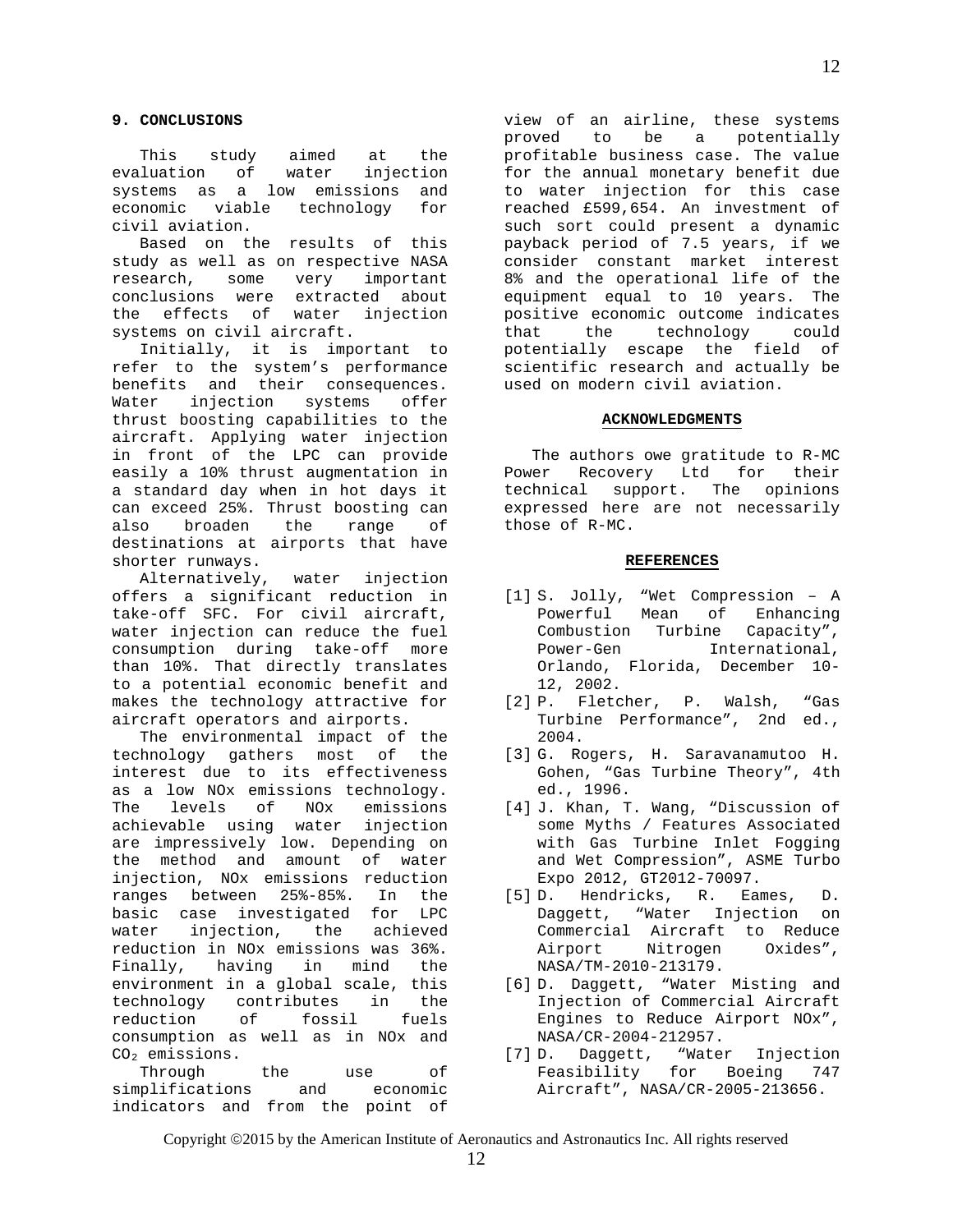## 9. CONCLUSIONS

This study aimed at the evaluation of water injection systems as a low emissions and economic viable technology for civil aviation.

Based on the results of this study as well as on respective NASA research, some very important conclusions were extracted about the effects of water injection systems on civil aircraft.

Initially, it is important to refer to the system's performance benefits and their consequences. Water injection systems offer thrust boosting capabilities to the aircraft. Applying water injection in front of the LPC can provide easily a 10% thrust augmentation in a standard day when in hot days it can exceed 25%. Thrust boosting can also broaden the range of destinations at airports that have shorter runways.

Alternatively, water injection offers a significant reduction in take-off SFC. For civil aircraft, water injection can reduce the fuel consumption during take-off more than 10%. That directly translates to a potential economic benefit and makes the technology attractive for aircraft operators and airports.

The environmental impact of the technology gathers most of the interest due to its effectiveness as a low NOx emissions technology. The levels of NOx emissions achievable using water injection are impressively low. Depending on the method and amount of water injection, NOx emissions reduction ranges between 25%-85%. In the basic case investigated for LPC water injection, the achieved reduction in NOx emissions was 36%. Finally, having in mind the environment in a global scale, this technology contributes in the reduction of fossil fuels consumption as well as in NOx and $CO_2$ emissions.

Through the use of simplifications and economic indicators and from the point of view of an airline, these systems proved to be a potentially profitable business case. The value for the annual monetary benefit due to water injection for this case reached £599,654. An investment of such sort could present a dynamic payback period of 7.5 years, if we consider constant market interest 8% and the operational life of the equipment equal to 10 years. The positive economic outcome indicates that the technology could potentially escape the field of scientific research and actually be used on modern civil aviation.

## ACKNOWLEDGMENTS

The authors owe gratitude to R-MC Power Recovery Ltd for their technical support. The opinions expressed here are not necessarily those of R-MC.

## REFERENCES

[1] S. Jolly, "Wet Compression – A Powerful Mean of Enhancing Combustion Turbine Capacity", Power-Gen International, Orlando, Florida, December 10-12, 2002.

[2] P. Fletcher, P. Walsh, "Gas Turbine Performance", 2nd ed., 2004.

[3] G. Rogers, H. Saravanamutoo H. Gohen, "Gas Turbine Theory", 4th ed., 1996.

[4] J. Khan, T. Wang, "Discussion of some Myths / Features Associated with Gas Turbine Inlet Fogging and Wet Compression", ASME Turbo Expo 2012, GT2012-70097.

[5] D. Hendricks, R. Eames, D. Daggett, "Water Injection on Commercial Aircraft to Reduce Airport Nitrogen Oxides", NASA/TM-2010-213179.

[6] D. Daggett, "Water Misting and Injection of Commercial Aircraft Engines to Reduce Airport NOx", NASA/CR-2004-212957.

[7] D. Daggett, "Water Injection Feasibility for Boeing 747 Aircraft", NASA/CR-2005-213656.

Copyright ©2015 by the American Institute of Aeronautics and Astronautics Inc. All rights reserved